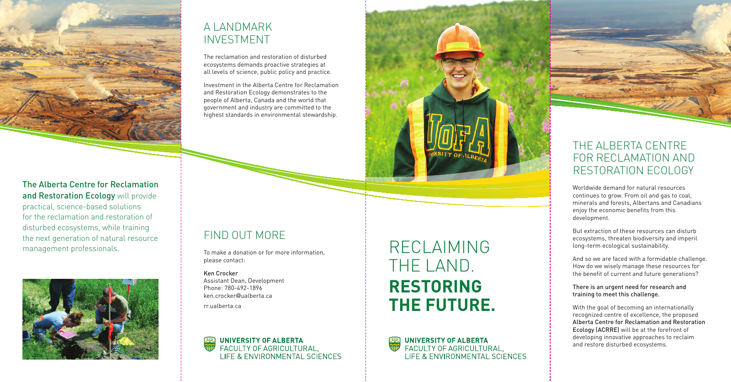**The Alberta Centre for Reclamation and Restoration Ecology** will provide practical, science-based solutions for the reclamation and restoration of disturbed ecosystems, while training the next generation of natural resource management professionals.

## A LANDMARK INVESTMENT

The reclamation and restoration of disturbed ecosystems demands proactive strategies at all levels of science, public policy and practice.

Investment in the Alberta Centre for Reclamation and Restoration Ecology demonstrates to the people of Alberta, Canada and the world that government and industry are committed to the highest standards in environmental stewardship.

## FIND OUT MORE

To make a donation or for more information, please contact:

**Ken Crocker**
Assistant Dean, Development
Phone: 780-492-1896
ken.crocker@ualberta.ca

rr.ualberta.ca

UNIVERSITY OF ALBERTA
FACULTY OF AGRICULTURAL, LIFE & ENVIRONMENTAL SCIENCES

# RECLAIMING THE LAND. **RESTORING THE FUTURE.**

UNIVERSITY OF ALBERTA
FACULTY OF AGRICULTURAL, LIFE & ENVIRONMENTAL SCIENCES

## THE ALBERTA CENTRE FOR RECLAMATION AND RESTORATION ECOLOGY

Worldwide demand for natural resources continues to grow. From oil and gas to coal, minerals and forests, Albertans and Canadians enjoy the economic benefits from this development.

But extraction of these resources can disturb ecosystems, threaten biodiversity and imperil long-term ecological sustainability.

And so we are faced with a formidable challenge. How do we wisely manage these resources for the benefit of current and future generations?

**There is an urgent need for research and training to meet this challenge.**

With the goal of becoming an internationally recognized centre of excellence, the proposed **Alberta Centre for Reclamation and Restoration Ecology (ACRRE)** will be at the forefront of developing innovative approaches to reclaim and restore disturbed ecosystems.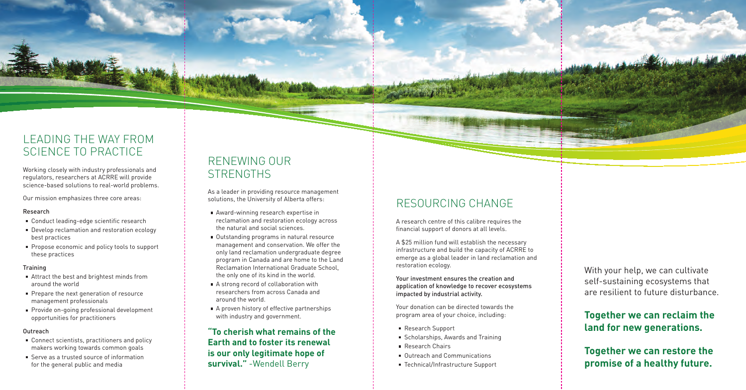## LEADING THE WAY FROM SCIENCE TO PRACTICE

Working closely with industry professionals and regulators, researchers at ACRRE will provide science-based solutions to real-world problems.

Our mission emphasizes three core areas:

### Research

- Conduct leading-edge scientific research
- Develop reclamation and restoration ecology best practices
- Propose economic and policy tools to support these practices

### Training

- Attract the best and brightest minds from around the world
- Prepare the next generation of resource management professionals
- Provide on-going professional development opportunities for practitioners

### Outreach

- Connect scientists, practitioners and policy makers working towards common goals
- Serve as a trusted source of information for the general public and media

## RENEWING OUR STRENGTHS

As a leader in providing resource management solutions, the University of Alberta offers:

- Award-winning research expertise in reclamation and restoration ecology across the natural and social sciences.
- Outstanding programs in natural resource management and conservation. We offer the only land reclamation undergraduate degree program in Canada and are home to the Land Reclamation International Graduate School, the only one of its kind in the world.
- A strong record of collaboration with researchers from across Canada and around the world.
- A proven history of effective partnerships with industry and government.

**"To cherish what remains of the Earth and to foster its renewal is our only legitimate hope of survival."** -Wendell Berry

## RESOURCING CHANGE

A research centre of this calibre requires the financial support of donors at all levels.

A $25 million fund will establish the necessary infrastructure and build the capacity of ACRRE to emerge as a global leader in land reclamation and restoration ecology.

Your investment ensures the creation and application of knowledge to recover ecosystems impacted by industrial activity.

Your donation can be directed towards the program area of your choice, including:

- Research Support
- Scholarships, Awards and Training
- Research Chairs
- Outreach and Communications
- Technical/Infrastructure Support

With your help, we can cultivate self-sustaining ecosystems that are resilient to future disturbance.

**Together we can reclaim the land for new generations.**

**Together we can restore the promise of a healthy future.**